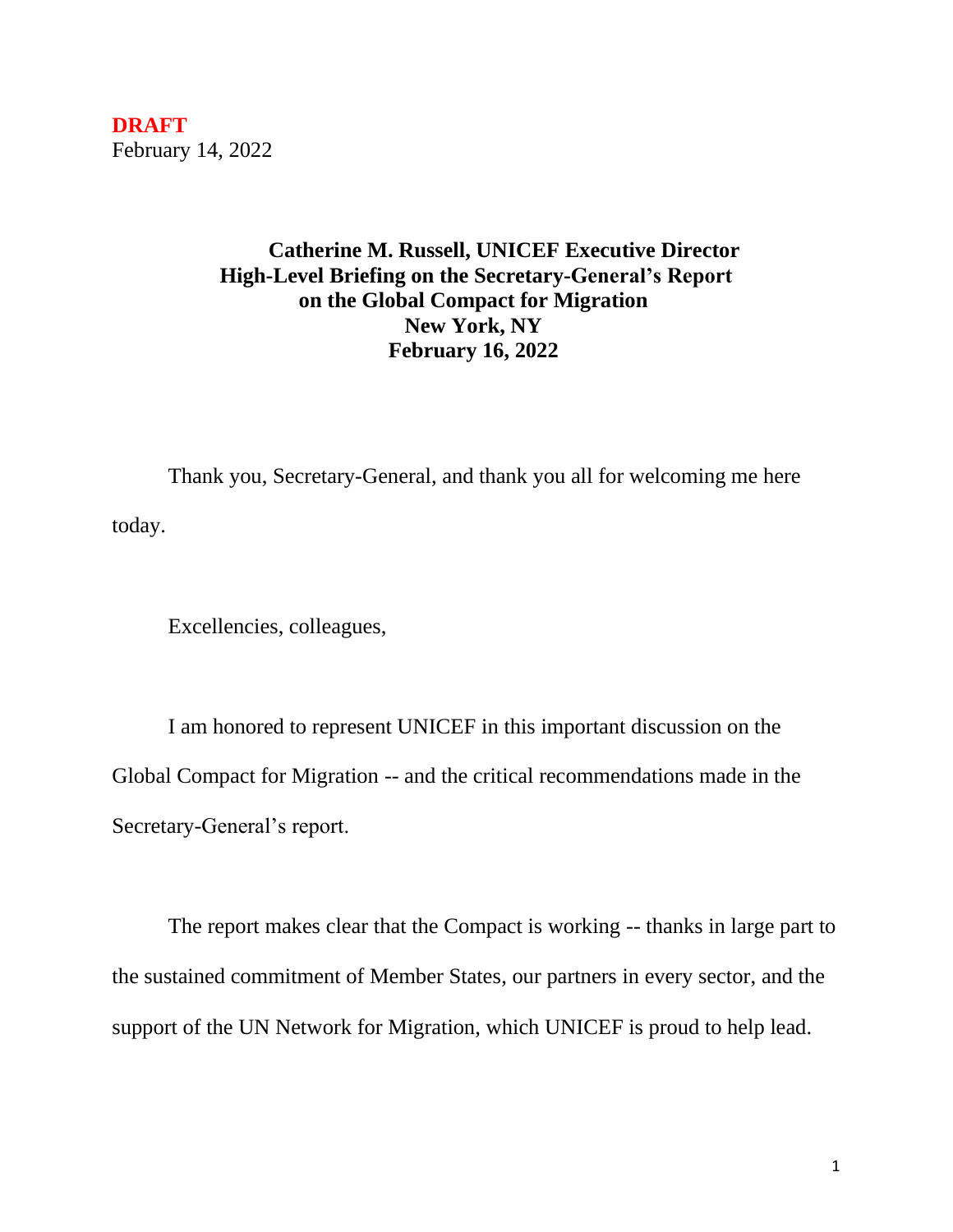**DRAFT**
February 14, 2022

**Catherine M. Russell, UNICEF Executive Director**
**High-Level Briefing on the Secretary-General's Report on the Global Compact for Migration**
**New York, NY**
**February 16, 2022**

Thank you, Secretary-General, and thank you all for welcoming me here today.

Excellencies, colleagues,

I am honored to represent UNICEF in this important discussion on the Global Compact for Migration -- and the critical recommendations made in the Secretary-General's report.

The report makes clear that the Compact is working -- thanks in large part to the sustained commitment of Member States, our partners in every sector, and the support of the UN Network for Migration, which UNICEF is proud to help lead.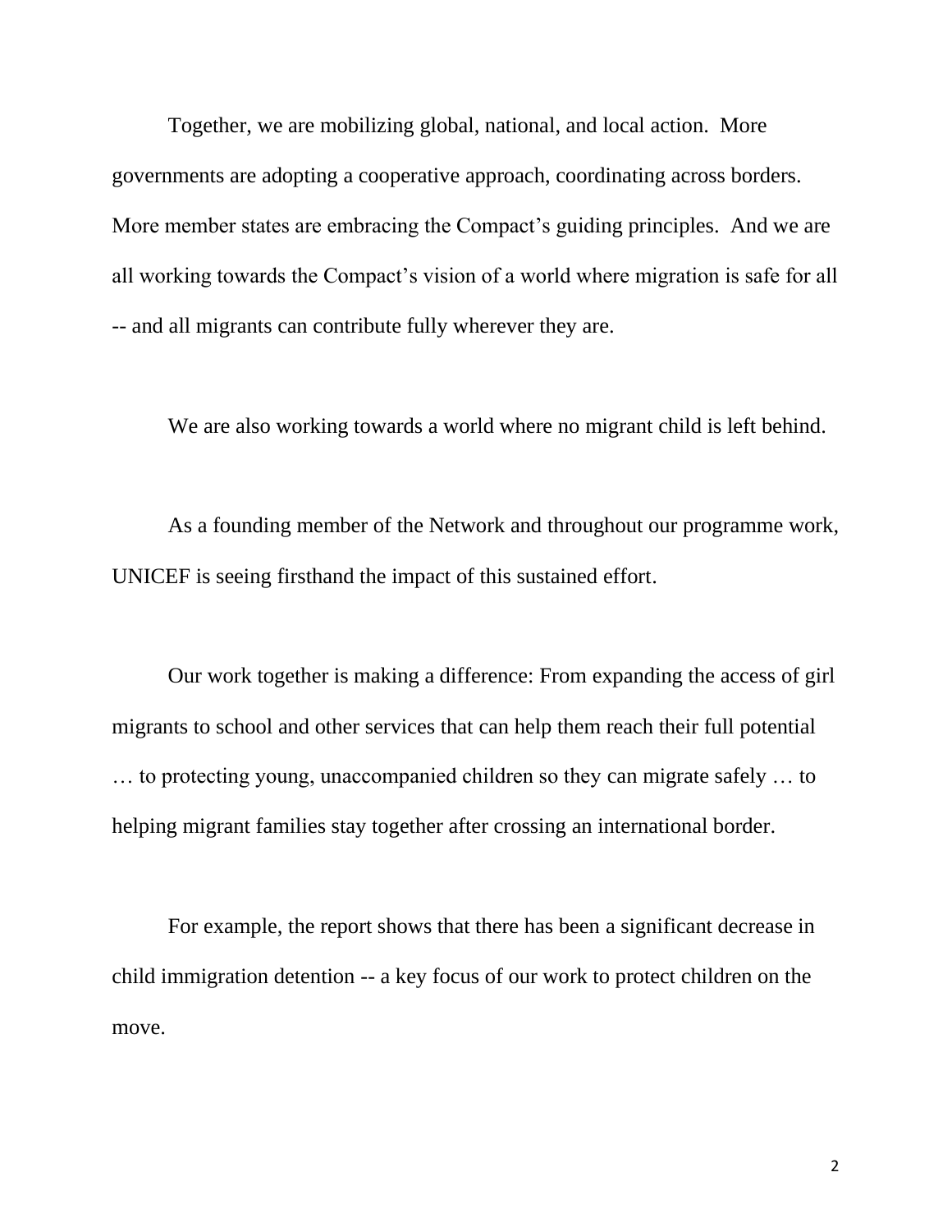Together, we are mobilizing global, national, and local action. More governments are adopting a cooperative approach, coordinating across borders. More member states are embracing the Compact's guiding principles. And we are all working towards the Compact's vision of a world where migration is safe for all -- and all migrants can contribute fully wherever they are.

We are also working towards a world where no migrant child is left behind.

As a founding member of the Network and throughout our programme work, UNICEF is seeing firsthand the impact of this sustained effort.

Our work together is making a difference: From expanding the access of girl migrants to school and other services that can help them reach their full potential … to protecting young, unaccompanied children so they can migrate safely … to helping migrant families stay together after crossing an international border.

For example, the report shows that there has been a significant decrease in child immigration detention -- a key focus of our work to protect children on the move.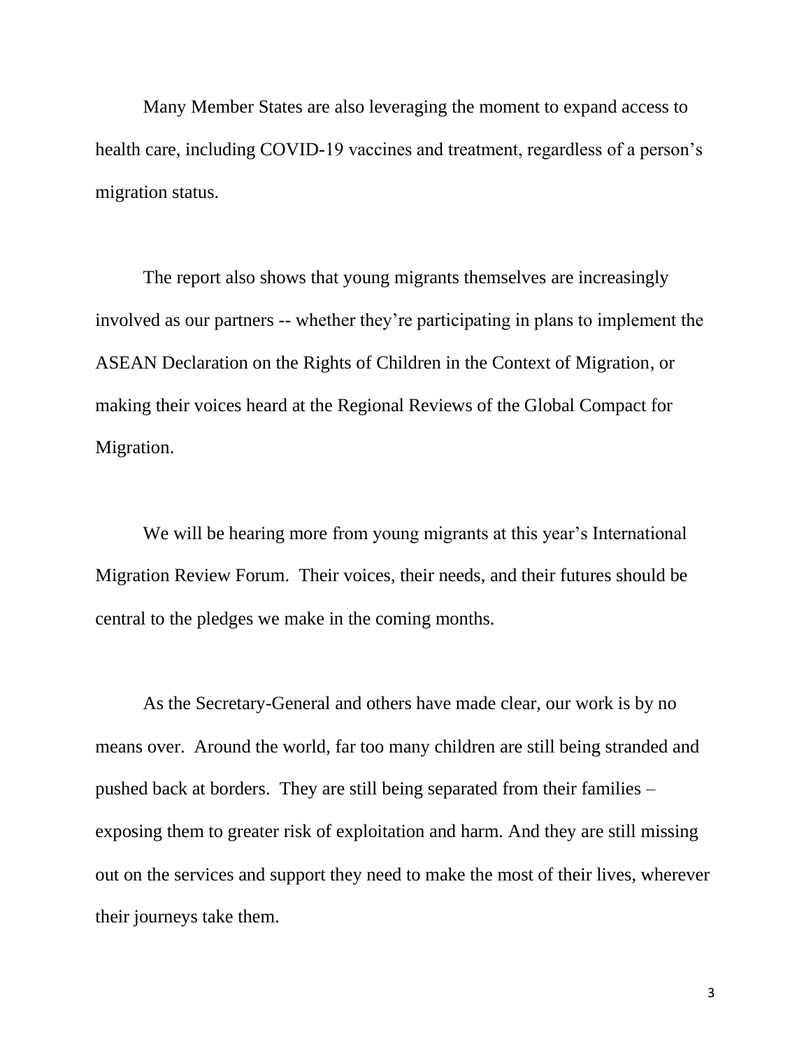Many Member States are also leveraging the moment to expand access to health care, including COVID-19 vaccines and treatment, regardless of a person's migration status.

The report also shows that young migrants themselves are increasingly involved as our partners -- whether they're participating in plans to implement the ASEAN Declaration on the Rights of Children in the Context of Migration, or making their voices heard at the Regional Reviews of the Global Compact for Migration.

We will be hearing more from young migrants at this year's International Migration Review Forum. Their voices, their needs, and their futures should be central to the pledges we make in the coming months.

As the Secretary-General and others have made clear, our work is by no means over. Around the world, far too many children are still being stranded and pushed back at borders. They are still being separated from their families – exposing them to greater risk of exploitation and harm. And they are still missing out on the services and support they need to make the most of their lives, wherever their journeys take them.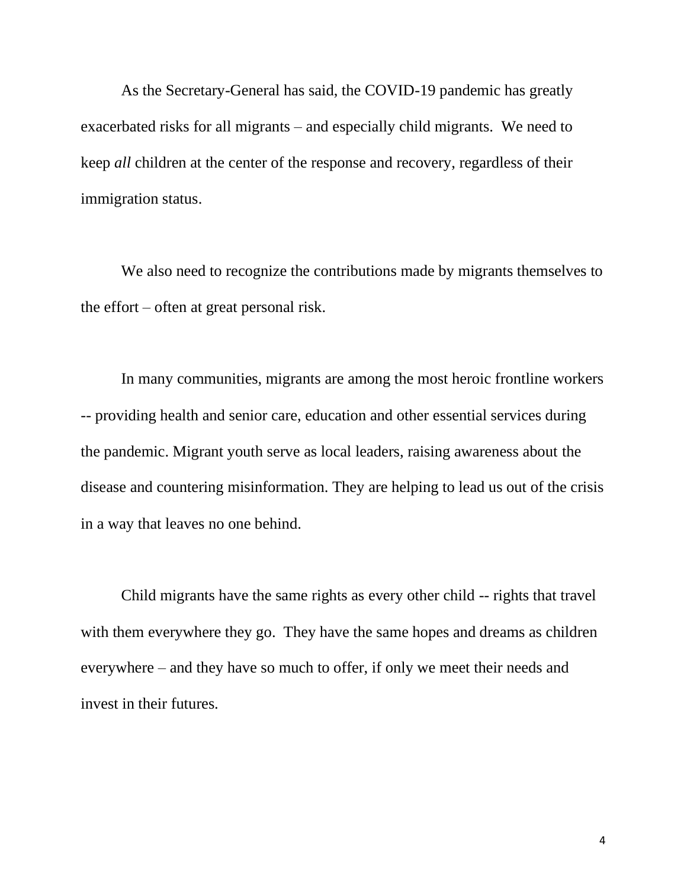As the Secretary-General has said, the COVID-19 pandemic has greatly exacerbated risks for all migrants – and especially child migrants. We need to keep *all* children at the center of the response and recovery, regardless of their immigration status.

We also need to recognize the contributions made by migrants themselves to the effort – often at great personal risk.

In many communities, migrants are among the most heroic frontline workers -- providing health and senior care, education and other essential services during the pandemic. Migrant youth serve as local leaders, raising awareness about the disease and countering misinformation. They are helping to lead us out of the crisis in a way that leaves no one behind.

Child migrants have the same rights as every other child -- rights that travel with them everywhere they go. They have the same hopes and dreams as children everywhere – and they have so much to offer, if only we meet their needs and invest in their futures.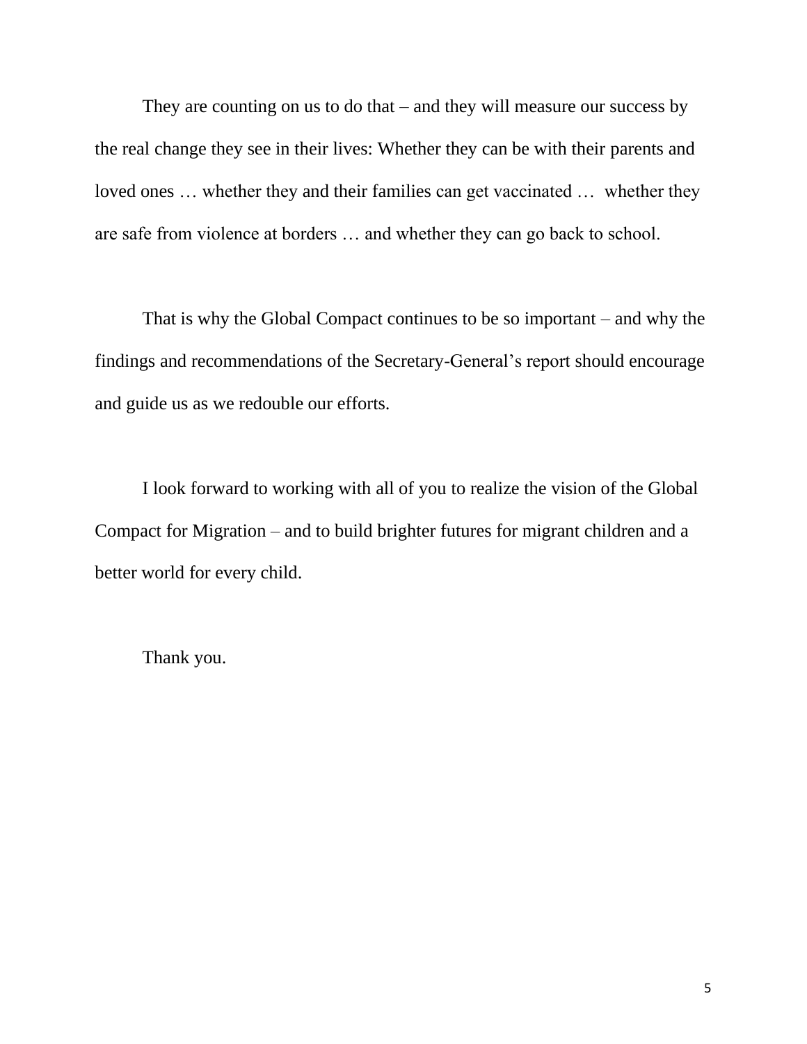They are counting on us to do that – and they will measure our success by the real change they see in their lives: Whether they can be with their parents and loved ones … whether they and their families can get vaccinated … whether they are safe from violence at borders … and whether they can go back to school.

That is why the Global Compact continues to be so important – and why the findings and recommendations of the Secretary-General's report should encourage and guide us as we redouble our efforts.

I look forward to working with all of you to realize the vision of the Global Compact for Migration – and to build brighter futures for migrant children and a better world for every child.

Thank you.